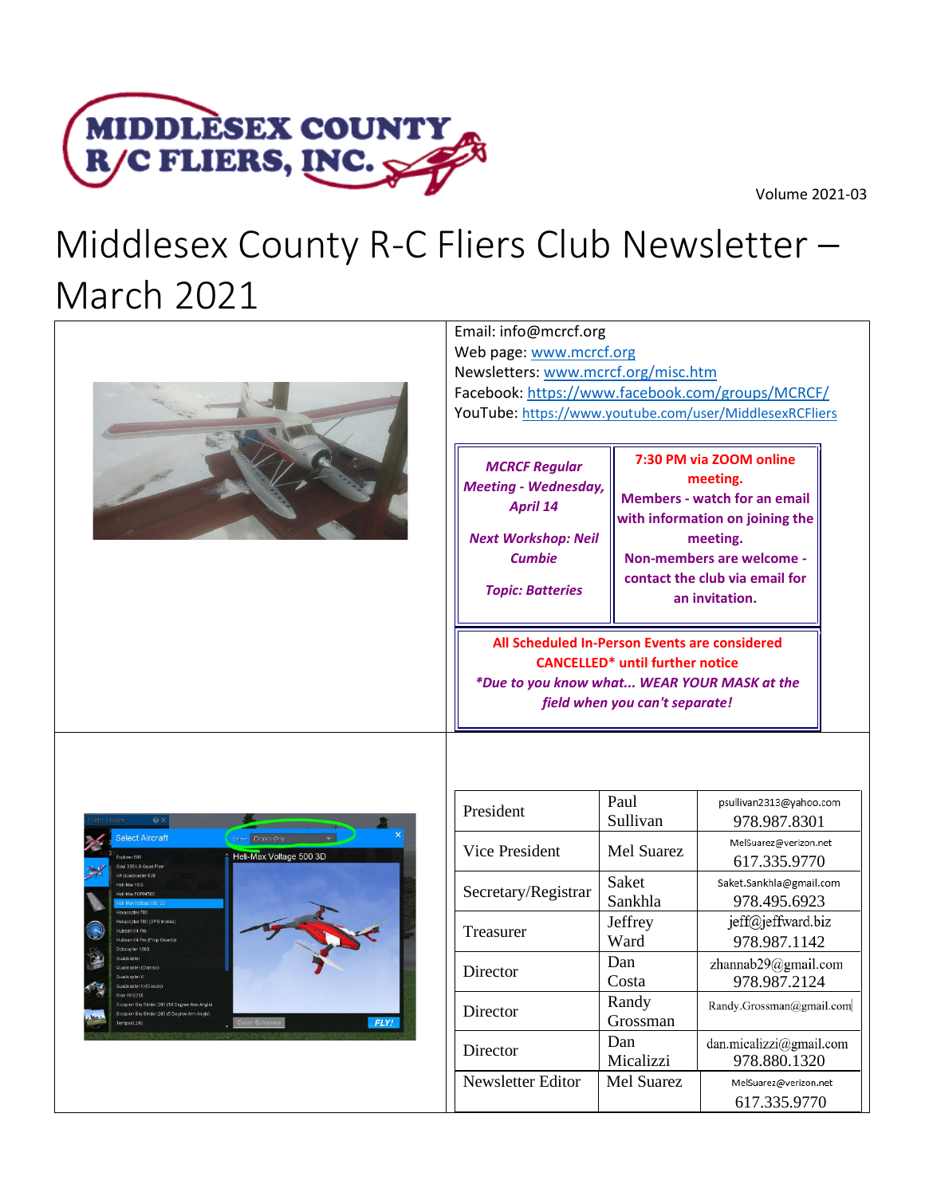Volume 2021-03

# Middlesex County R-C Fliers Club Newsletter – March 2021

Email: info@mcrcf.org
Web page: www.mcrcf.org
Newsletters: www.mcrcf.org/misc.htm
Facebook: https://www.facebook.com/groups/MCRCF/
YouTube: https://www.youtube.com/user/MiddlesexRCFliers

| *MCRCF Regular Meeting - Wednesday, April 14* <br><br> *Next Workshop: Neil Cumbie* <br><br> *Topic: Batteries* | **7:30 PM via ZOOM online meeting.** <br> **Members - watch for an email with information on joining the meeting.** <br> **Non-members are welcome - contact the club via email for an invitation.** |
|---|---|

**All Scheduled In-Person Events are considered CANCELLED\* until further notice**
***Due to you know what... WEAR YOUR MASK at the field when you can't separate!**

| | | |
|---|---|---|
| President | Paul Sullivan | psullivan2313@yahoo.com 978.987.8301 |
| Vice President | Mel Suarez | MelSuarez@verizon.net 617.335.9770 |
| Secretary/Registrar | Saket Sankhla | Saket.Sankhla@gmail.com 978.495.6923 |
| Treasurer | Jeffrey Ward | jeff@jeffward.biz 978.987.1142 |
| Director | Dan Costa | zhannab29@gmail.com 978.987.2124 |
| Director | Randy Grossman | Randy.Grossman@gmail.com |
| Director | Dan Micalizzi | dan.micalizzi@gmail.com 978.880.1320 |
| Newsletter Editor | Mel Suarez | MelSuarez@verizon.net 617.335.9770 |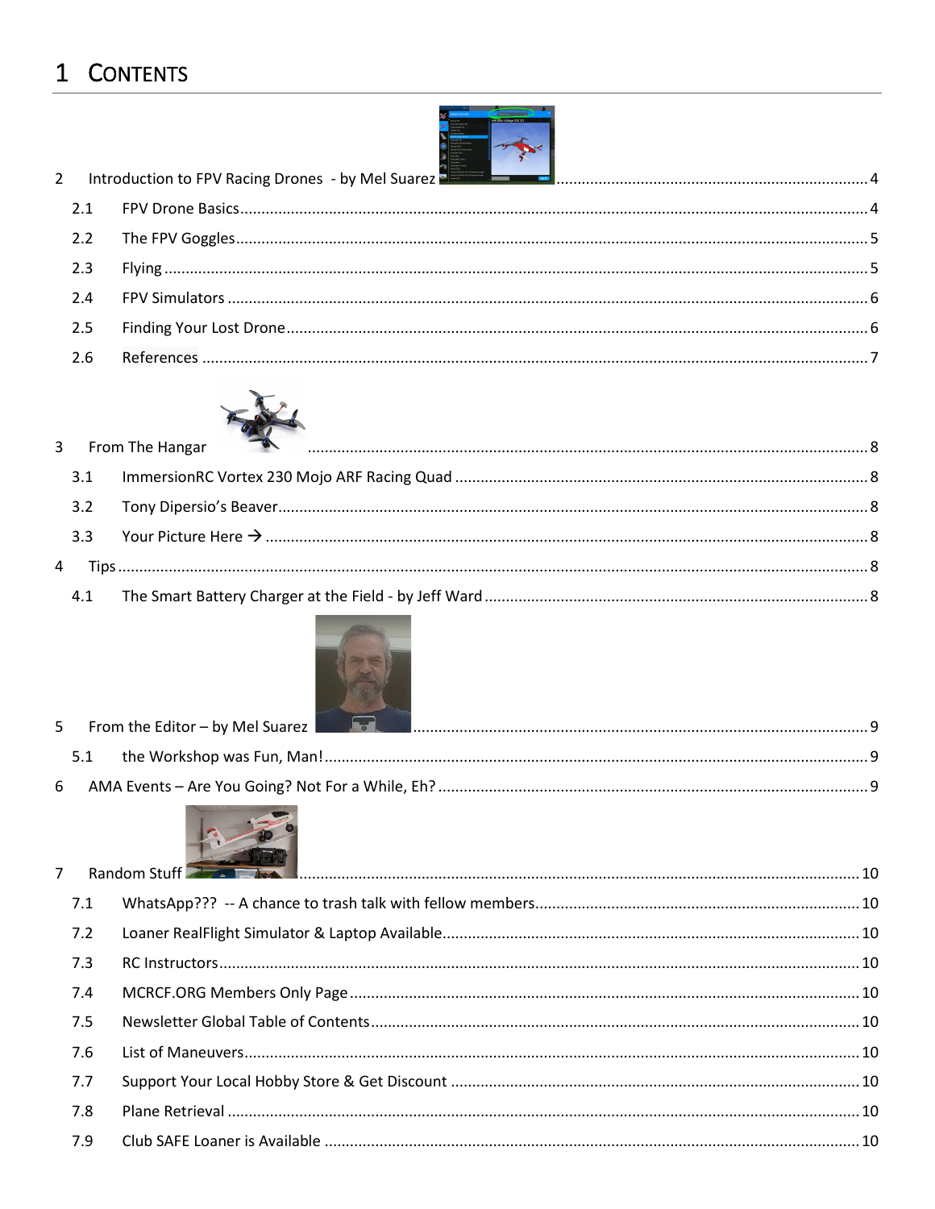# 1 CONTENTS

2 Introduction to FPV Racing Drones - by Mel Suarez .......... 4

- 2.1 FPV Drone Basics .......... 4
- 2.2 The FPV Goggles .......... 5
- 2.3 Flying .......... 5
- 2.4 FPV Simulators .......... 6
- 2.5 Finding Your Lost Drone .......... 6
- 2.6 References .......... 7

3 From The Hangar .......... 8

- 3.1 ImmersionRC Vortex 230 Mojo ARF Racing Quad .......... 8
- 3.2 Tony Dipersio's Beaver .......... 8
- 3.3 Your Picture Here → .......... 8

4 Tips .......... 8

- 4.1 The Smart Battery Charger at the Field - by Jeff Ward .......... 8

5 From the Editor – by Mel Suarez .......... 9

- 5.1 the Workshop was Fun, Man! .......... 9

6 AMA Events – Are You Going? Not For a While, Eh? .......... 9

7 Random Stuff .......... 10

- 7.1 WhatsApp??? -- A chance to trash talk with fellow members .......... 10
- 7.2 Loaner RealFlight Simulator & Laptop Available .......... 10
- 7.3 RC Instructors .......... 10
- 7.4 MCRCF.ORG Members Only Page .......... 10
- 7.5 Newsletter Global Table of Contents .......... 10
- 7.6 List of Maneuvers .......... 10
- 7.7 Support Your Local Hobby Store & Get Discount .......... 10
- 7.8 Plane Retrieval .......... 10
- 7.9 Club SAFE Loaner is Available .......... 10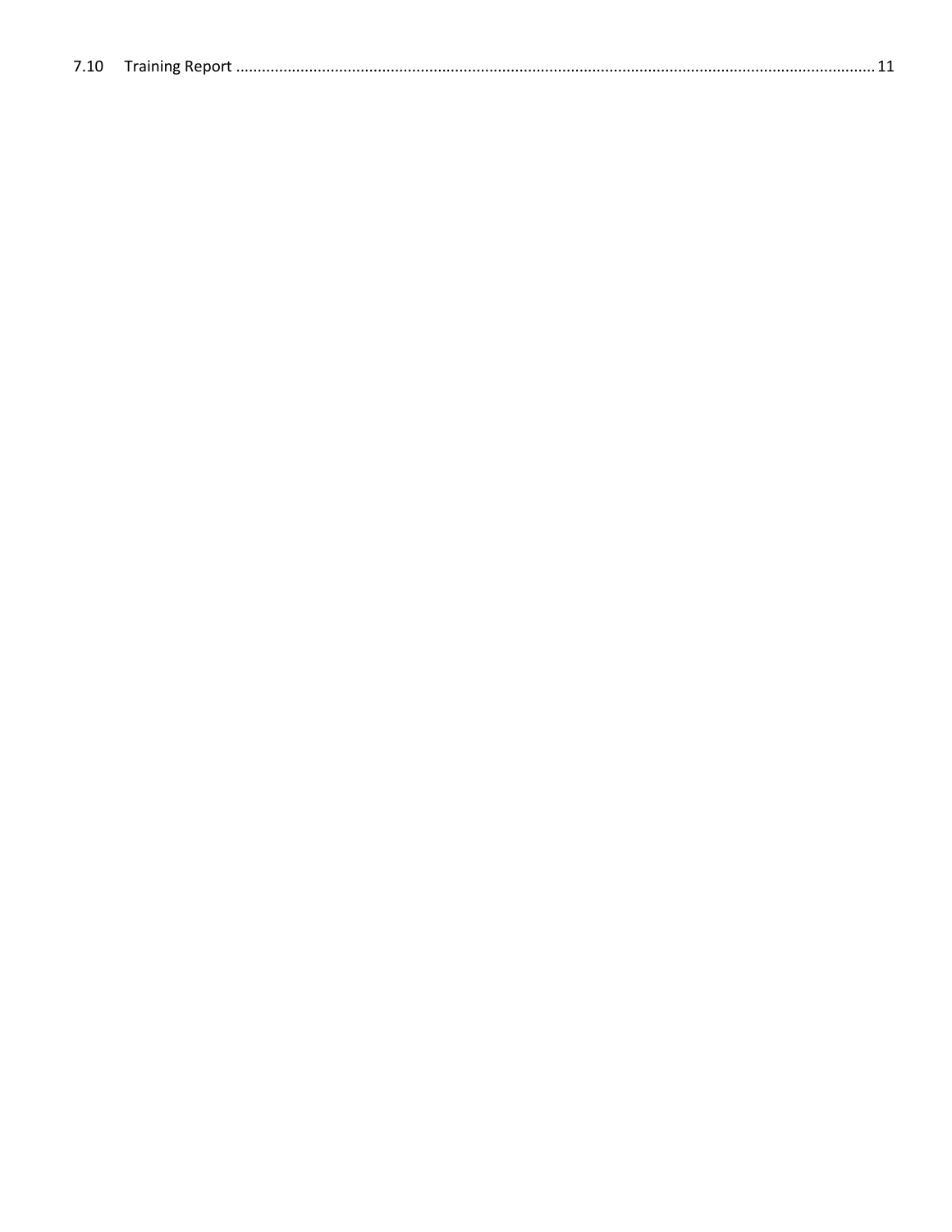7.10 Training Report ........................................................................................................................................... 11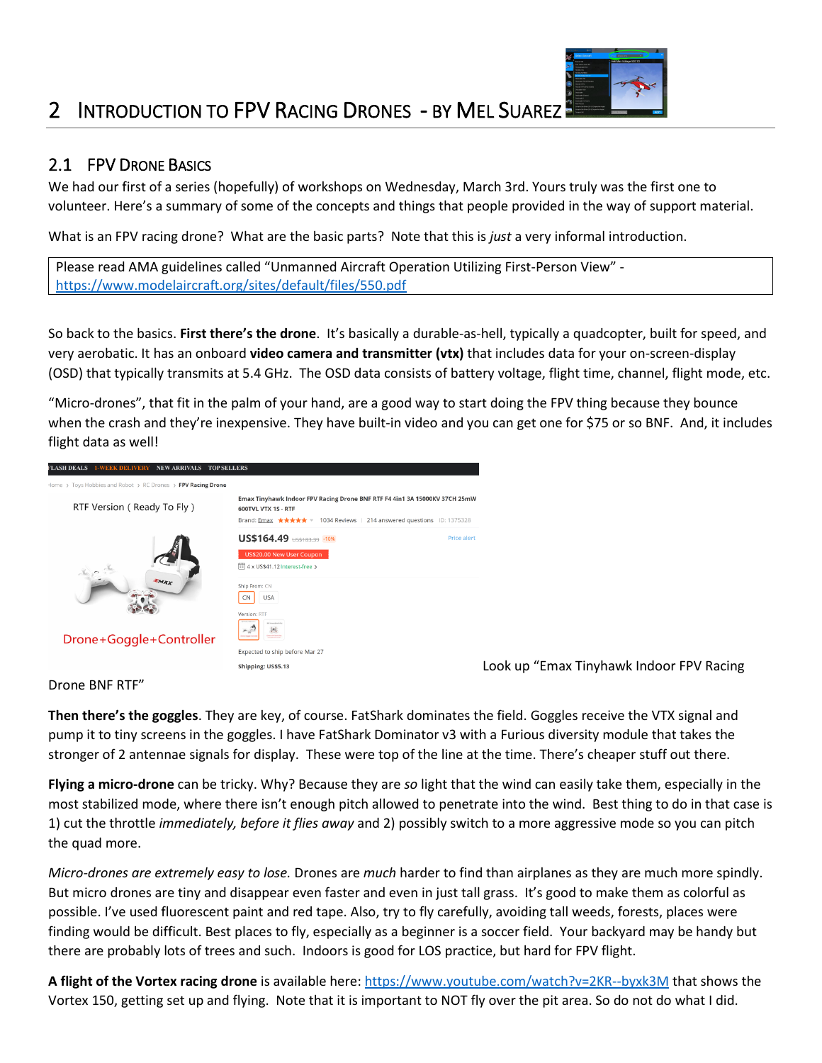# 2 Introduction to FPV Racing Drones - by Mel Suarez

## 2.1 FPV Drone Basics

We had our first of a series (hopefully) of workshops on Wednesday, March 3rd. Yours truly was the first one to volunteer. Here's a summary of some of the concepts and things that people provided in the way of support material.

What is an FPV racing drone? What are the basic parts? Note that this is *just* a very informal introduction.

| Please read AMA guidelines called "Unmanned Aircraft Operation Utilizing First-Person View" - https://www.modelaircraft.org/sites/default/files/550.pdf |
|---|

So back to the basics. **First there's the drone**. It's basically a durable-as-hell, typically a quadcopter, built for speed, and very aerobatic. It has an onboard **video camera and transmitter (vtx)** that includes data for your on-screen-display (OSD) that typically transmits at 5.4 GHz. The OSD data consists of battery voltage, flight time, channel, flight mode, etc.

"Micro-drones", that fit in the palm of your hand, are a good way to start doing the FPV thing because they bounce when the crash and they're inexpensive. They have built-in video and you can get one for $75 or so BNF. And, it includes flight data as well!

Look up "Emax Tinyhawk Indoor FPV Racing Drone BNF RTF"

**Then there's the goggles**. They are key, of course. FatShark dominates the field. Goggles receive the VTX signal and pump it to tiny screens in the goggles. I have FatShark Dominator v3 with a Furious diversity module that takes the stronger of 2 antennae signals for display. These were top of the line at the time. There's cheaper stuff out there.

**Flying a micro-drone** can be tricky. Why? Because they are *so* light that the wind can easily take them, especially in the most stabilized mode, where there isn't enough pitch allowed to penetrate into the wind. Best thing to do in that case is 1) cut the throttle *immediately, before it flies away* and 2) possibly switch to a more aggressive mode so you can pitch the quad more.

*Micro-drones are extremely easy to lose.* Drones are *much* harder to find than airplanes as they are much more spindly. But micro drones are tiny and disappear even faster and even in just tall grass. It's good to make them as colorful as possible. I've used fluorescent paint and red tape. Also, try to fly carefully, avoiding tall weeds, forests, places were finding would be difficult. Best places to fly, especially as a beginner is a soccer field. Your backyard may be handy but there are probably lots of trees and such. Indoors is good for LOS practice, but hard for FPV flight.

**A flight of the Vortex racing drone** is available here: https://www.youtube.com/watch?v=2KR--byxk3M that shows the Vortex 150, getting set up and flying. Note that it is important to NOT fly over the pit area. So do not do what I did.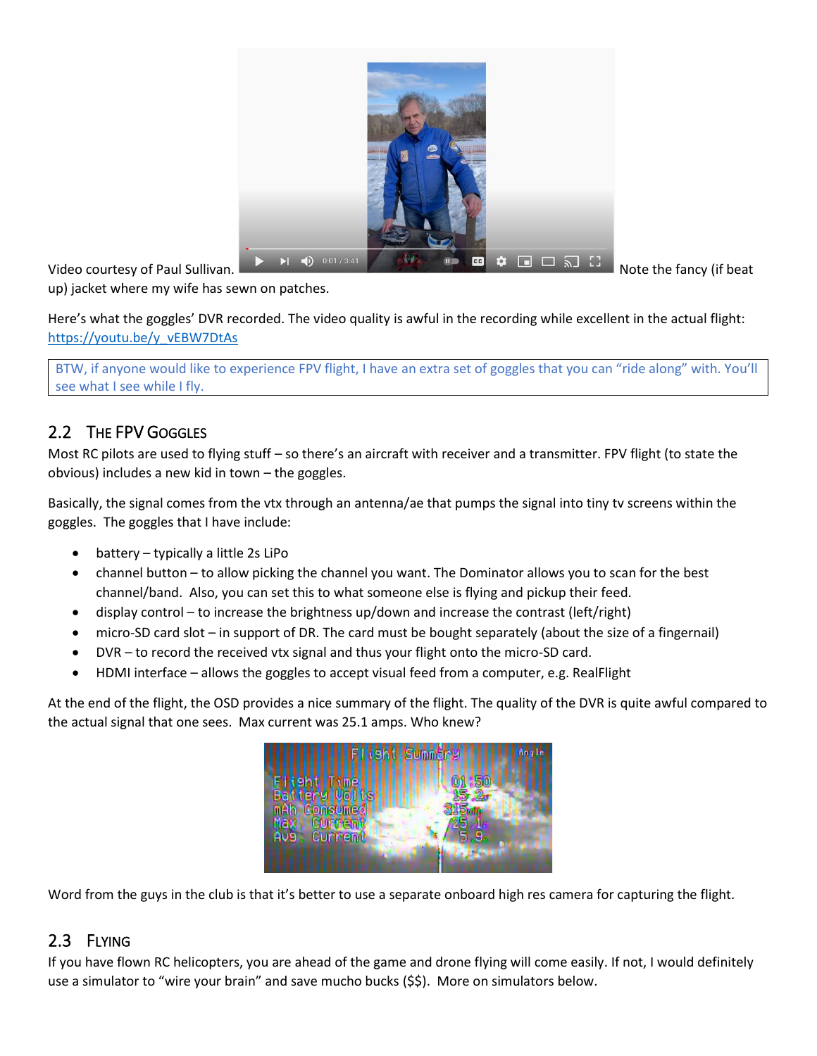Video courtesy of Paul Sullivan. Note the fancy (if beat up) jacket where my wife has sewn on patches.

Here's what the goggles' DVR recorded. The video quality is awful in the recording while excellent in the actual flight: https://youtu.be/y_vEBW7DtAs

> BTW, if anyone would like to experience FPV flight, I have an extra set of goggles that you can "ride along" with. You'll see what I see while I fly.

## 2.2 The FPV Goggles

Most RC pilots are used to flying stuff – so there's an aircraft with receiver and a transmitter. FPV flight (to state the obvious) includes a new kid in town – the goggles.

Basically, the signal comes from the vtx through an antenna/ae that pumps the signal into tiny tv screens within the goggles. The goggles that I have include:

- battery – typically a little 2s LiPo
- channel button – to allow picking the channel you want. The Dominator allows you to scan for the best channel/band. Also, you can set this to what someone else is flying and pickup their feed.
- display control – to increase the brightness up/down and increase the contrast (left/right)
- micro-SD card slot – in support of DR. The card must be bought separately (about the size of a fingernail)
- DVR – to record the received vtx signal and thus your flight onto the micro-SD card.
- HDMI interface – allows the goggles to accept visual feed from a computer, e.g. RealFlight

At the end of the flight, the OSD provides a nice summary of the flight. The quality of the DVR is quite awful compared to the actual signal that one sees. Max current was 25.1 amps. Who knew?

Word from the guys in the club is that it's better to use a separate onboard high res camera for capturing the flight.

## 2.3 Flying

If you have flown RC helicopters, you are ahead of the game and drone flying will come easily. If not, I would definitely use a simulator to "wire your brain" and save mucho bucks ($$). More on simulators below.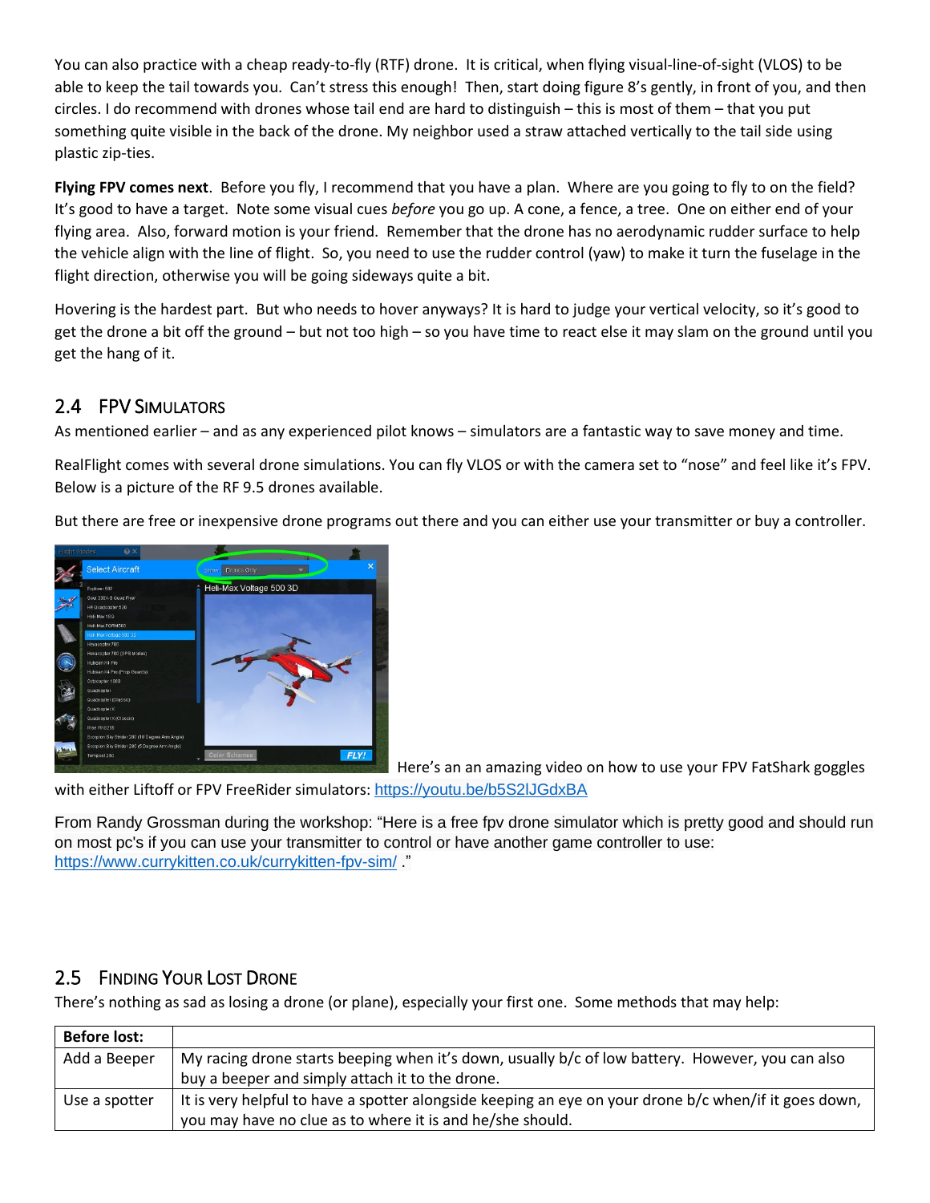You can also practice with a cheap ready-to-fly (RTF) drone. It is critical, when flying visual-line-of-sight (VLOS) to be able to keep the tail towards you. Can't stress this enough! Then, start doing figure 8's gently, in front of you, and then circles. I do recommend with drones whose tail end are hard to distinguish – this is most of them – that you put something quite visible in the back of the drone. My neighbor used a straw attached vertically to the tail side using plastic zip-ties.

**Flying FPV comes next**. Before you fly, I recommend that you have a plan. Where are you going to fly to on the field? It's good to have a target. Note some visual cues *before* you go up. A cone, a fence, a tree. One on either end of your flying area. Also, forward motion is your friend. Remember that the drone has no aerodynamic rudder surface to help the vehicle align with the line of flight. So, you need to use the rudder control (yaw) to make it turn the fuselage in the flight direction, otherwise you will be going sideways quite a bit.

Hovering is the hardest part. But who needs to hover anyways? It is hard to judge your vertical velocity, so it's good to get the drone a bit off the ground – but not too high – so you have time to react else it may slam on the ground until you get the hang of it.

## 2.4 FPV Simulators

As mentioned earlier – and as any experienced pilot knows – simulators are a fantastic way to save money and time.

RealFlight comes with several drone simulations. You can fly VLOS or with the camera set to "nose" and feel like it's FPV. Below is a picture of the RF 9.5 drones available.

But there are free or inexpensive drone programs out there and you can either use your transmitter or buy a controller.

Here's an an amazing video on how to use your FPV FatShark goggles with either Liftoff or FPV FreeRider simulators: https://youtu.be/b5S2lJGdxBA

From Randy Grossman during the workshop: "Here is a free fpv drone simulator which is pretty good and should run on most pc's if you can use your transmitter to control or have another game controller to use: https://www.currykitten.co.uk/currykitten-fpv-sim/ ."

## 2.5 Finding Your Lost Drone

There's nothing as sad as losing a drone (or plane), especially your first one. Some methods that may help:

| **Before lost:** | |
|---|---|
| Add a Beeper | My racing drone starts beeping when it's down, usually b/c of low battery. However, you can also buy a beeper and simply attach it to the drone. |
| Use a spotter | It is very helpful to have a spotter alongside keeping an eye on your drone b/c when/if it goes down, you may have no clue as to where it is and he/she should. |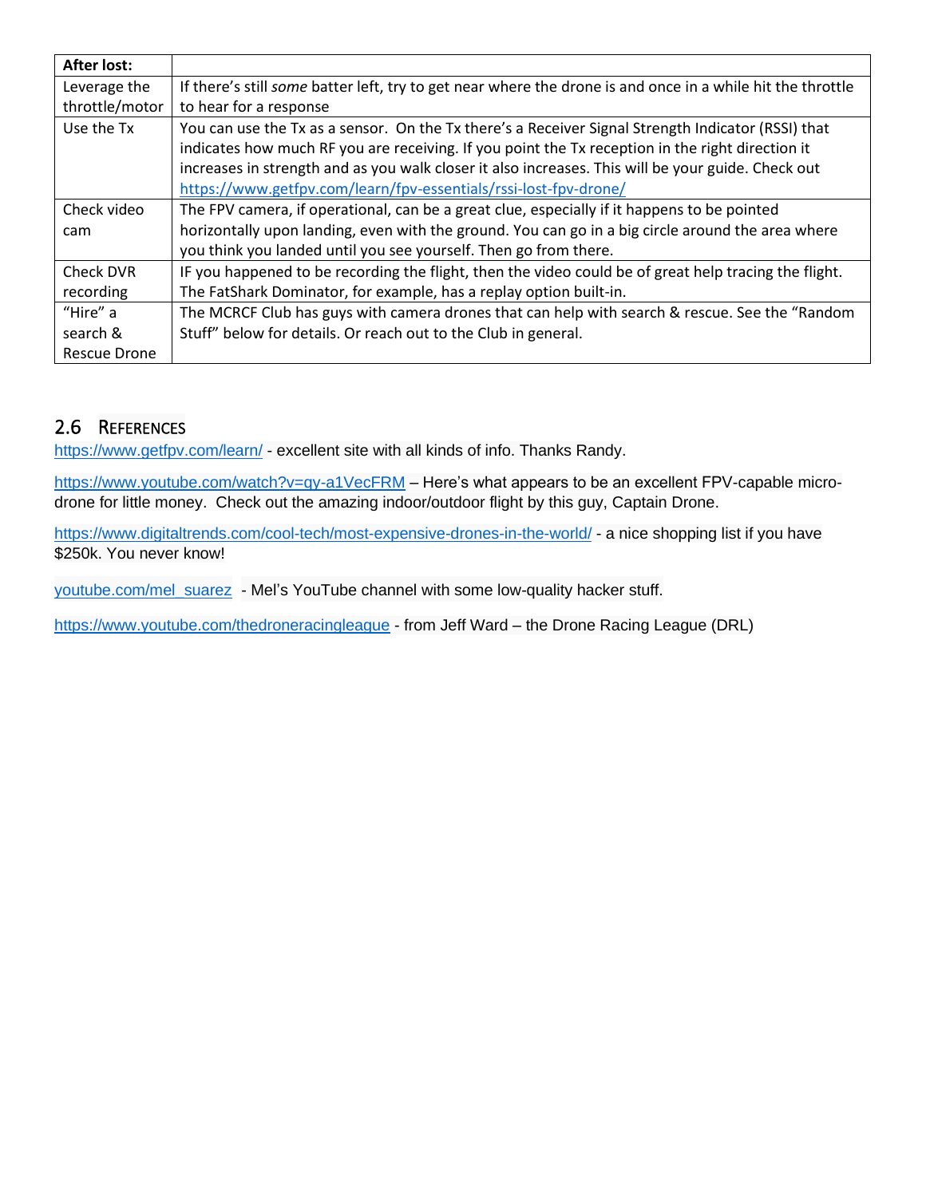| After lost: | |
|---|---|
| Leverage the throttle/motor | If there's still *some* batter left, try to get near where the drone is and once in a while hit the throttle to hear for a response |
| Use the Tx | You can use the Tx as a sensor. On the Tx there's a Receiver Signal Strength Indicator (RSSI) that indicates how much RF you are receiving. If you point the Tx reception in the right direction it increases in strength and as you walk closer it also increases. This will be your guide. Check out https://www.getfpv.com/learn/fpv-essentials/rssi-lost-fpv-drone/ |
| Check video cam | The FPV camera, if operational, can be a great clue, especially if it happens to be pointed horizontally upon landing, even with the ground. You can go in a big circle around the area where you think you landed until you see yourself. Then go from there. |
| Check DVR recording | IF you happened to be recording the flight, then the video could be of great help tracing the flight. The FatShark Dominator, for example, has a replay option built-in. |
| "Hire" a search & Rescue Drone | The MCRCF Club has guys with camera drones that can help with search & rescue. See the "Random Stuff" below for details. Or reach out to the Club in general. |

## 2.6 References

https://www.getfpv.com/learn/ - excellent site with all kinds of info. Thanks Randy.

https://www.youtube.com/watch?v=qy-a1VecFRM – Here's what appears to be an excellent FPV-capable micro-drone for little money. Check out the amazing indoor/outdoor flight by this guy, Captain Drone.

https://www.digitaltrends.com/cool-tech/most-expensive-drones-in-the-world/ - a nice shopping list if you have $250k. You never know!

youtube.com/mel_suarez - Mel's YouTube channel with some low-quality hacker stuff.

https://www.youtube.com/thedroneracingleague - from Jeff Ward – the Drone Racing League (DRL)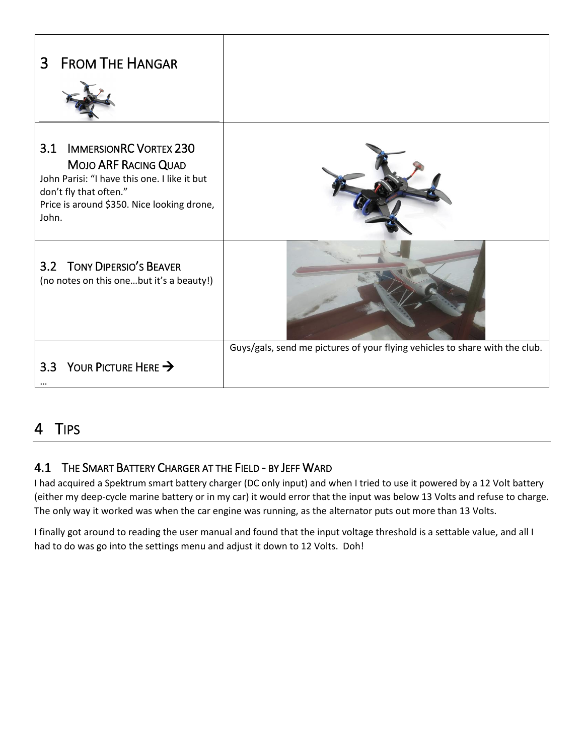| # 3 From The Hangar | |
|---|---|
| **3.1 ImmersionRC Vortex 230 Mojo ARF Racing Quad**<br>John Parisi: “I have this one. I like it but don’t fly that often.”<br>Price is around $350. Nice looking drone, John. | |
| **3.2 Tony Dipersio’s Beaver**<br>(no notes on this one…but it’s a beauty!) | |
| **3.3 Your Picture Here →**<br>… | Guys/gals, send me pictures of your flying vehicles to share with the club. |

# 4 Tips

## 4.1 The Smart Battery Charger at the Field - by Jeff Ward

I had acquired a Spektrum smart battery charger (DC only input) and when I tried to use it powered by a 12 Volt battery (either my deep-cycle marine battery or in my car) it would error that the input was below 13 Volts and refuse to charge. The only way it worked was when the car engine was running, as the alternator puts out more than 13 Volts.

I finally got around to reading the user manual and found that the input voltage threshold is a settable value, and all I had to do was go into the settings menu and adjust it down to 12 Volts. Doh!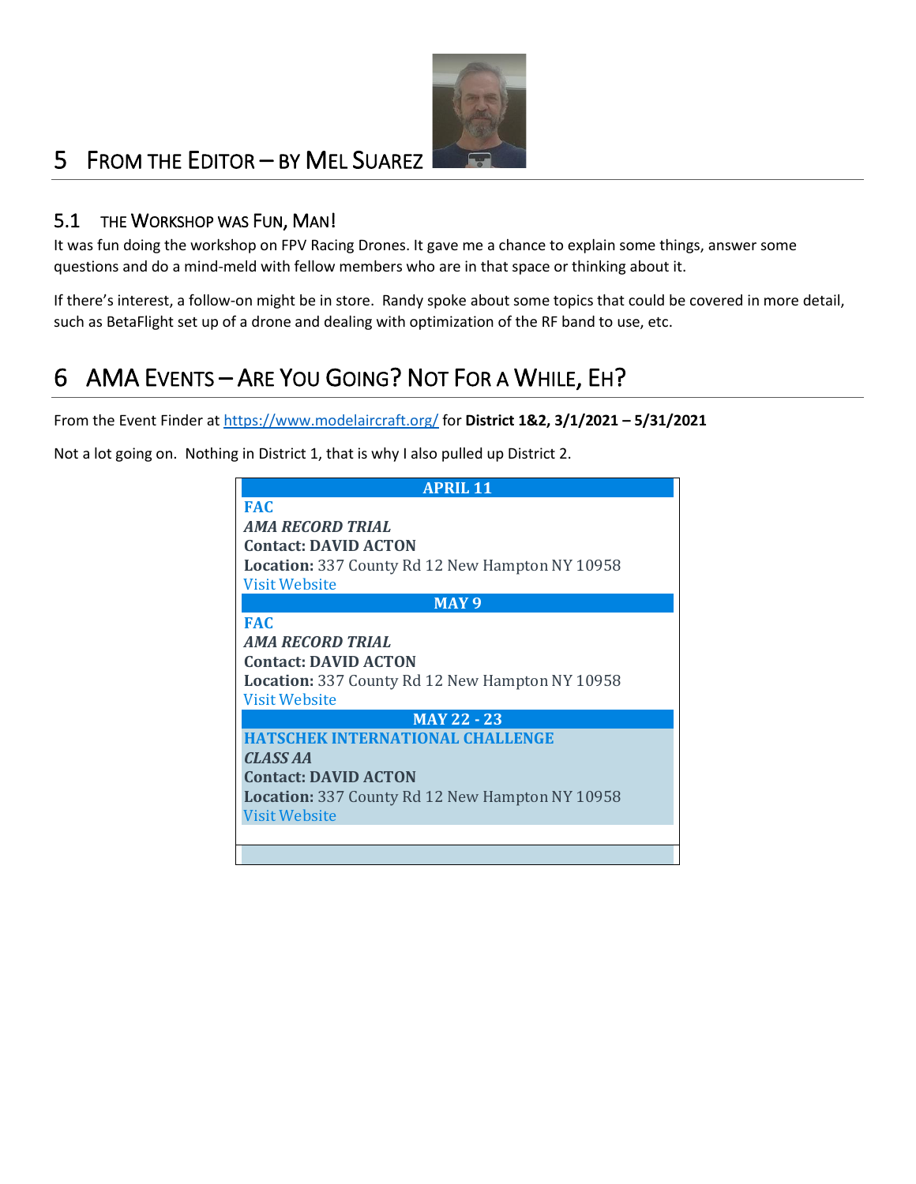# 5 From the Editor – by Mel Suarez

## 5.1 The Workshop was Fun, Man!

It was fun doing the workshop on FPV Racing Drones. It gave me a chance to explain some things, answer some questions and do a mind-meld with fellow members who are in that space or thinking about it.

If there's interest, a follow-on might be in store. Randy spoke about some topics that could be covered in more detail, such as BetaFlight set up of a drone and dealing with optimization of the RF band to use, etc.

# 6 AMA Events – Are You Going? Not For a While, Eh?

From the Event Finder at https://www.modelaircraft.org/ for **District 1&2, 3/1/2021 – 5/31/2021**

Not a lot going on. Nothing in District 1, that is why I also pulled up District 2.

**APRIL 11**

**FAC**
***AMA RECORD TRIAL***
**Contact: DAVID ACTON**
**Location:** 337 County Rd 12 New Hampton NY 10958
Visit Website

**MAY 9**

**FAC**
***AMA RECORD TRIAL***
**Contact: DAVID ACTON**
**Location:** 337 County Rd 12 New Hampton NY 10958
Visit Website

**MAY 22 - 23**

**HATSCHEK INTERNATIONAL CHALLENGE**
***CLASS AA***
**Contact: DAVID ACTON**
**Location:** 337 County Rd 12 New Hampton NY 10958
Visit Website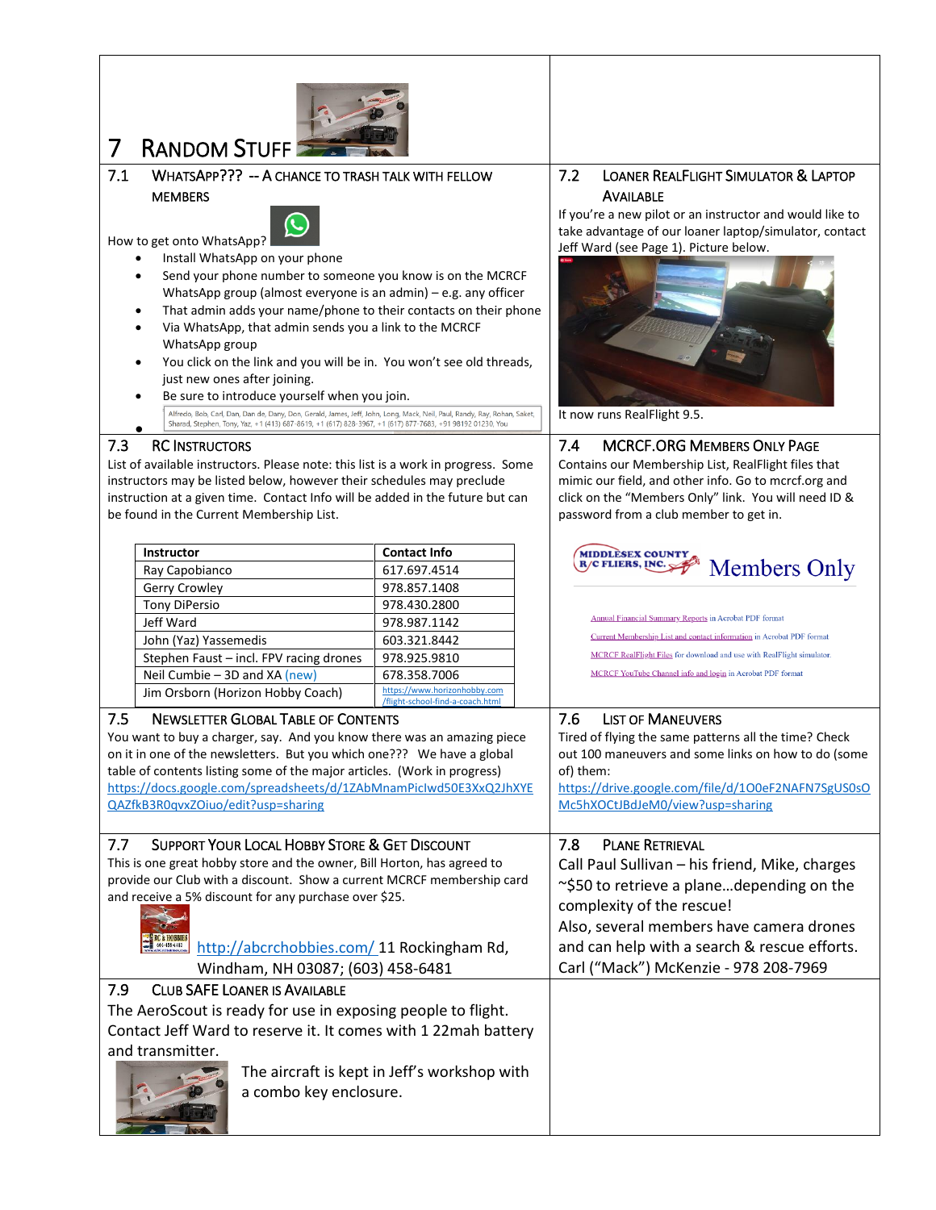# 7 Random Stuff

## 7.1 WhatsApp??? -- A chance to trash talk with fellow members

How to get onto WhatsApp?

- Install WhatsApp on your phone
- Send your phone number to someone you know is on the MCRCF WhatsApp group (almost everyone is an admin) – e.g. any officer
- That admin adds your name/phone to their contacts on their phone
- Via WhatsApp, that admin sends you a link to the MCRCF WhatsApp group
- You click on the link and you will be in. You won't see old threads, just new ones after joining.
- Be sure to introduce yourself when you join.
- Alfredo, Bob, Carl, Dan, Dan de, Dany, Don, Gerald, James, Jeff, John, Long, Mack, Neil, Paul, Randy, Ray, Rohan, Saket, Sharad, Stephen, Tony, Yaz, +1 (413) 687-8619, +1 (617) 828-3967, +1 (617) 877-7683, +91 98192 01230, You

## 7.2 Loaner RealFlight Simulator & Laptop Available

If you're a new pilot or an instructor and would like to take advantage of our loaner laptop/simulator, contact Jeff Ward (see Page 1). Picture below.

It now runs RealFlight 9.5.

## 7.3 RC Instructors

List of available instructors. Please note: this list is a work in progress. Some instructors may be listed below, however their schedules may preclude instruction at a given time. Contact Info will be added in the future but can be found in the Current Membership List.

| Instructor | Contact Info |
| --- | --- |
| Ray Capobianco | 617.697.4514 |
| Gerry Crowley | 978.857.1408 |
| Tony DiPersio | 978.430.2800 |
| Jeff Ward | 978.987.1142 |
| John (Yaz) Yassemedis | 603.321.8442 |
| Stephen Faust – incl. FPV racing drones | 978.925.9810 |
| Neil Cumbie – 3D and XA (new) | 678.358.7006 |
| Jim Orsborn (Horizon Hobby Coach) | https://www.horizonhobby.com/flight-school-find-a-coach.html |

## 7.4 MCRCF.ORG Members Only Page

Contains our Membership List, RealFlight files that mimic our field, and other info. Go to mcrcf.org and click on the "Members Only" link. You will need ID & password from a club member to get in.

Middlesex County R/C Fliers, Inc. Members Only

- Annual Financial Summary Reports in Acrobat PDF format
- Current Membership List and contact information in Acrobat PDF format
- MCRCF RealFlight Files for download and use with RealFlight simulator.
- MCRCF YouTube Channel info and login in Acrobat PDF format

## 7.5 Newsletter Global Table of Contents

You want to buy a charger, say. And you know there was an amazing piece on it in one of the newsletters. But you which one??? We have a global table of contents listing some of the major articles. (Work in progress) https://docs.google.com/spreadsheets/d/1ZAbMnamPiclwd50E3XxQ2JhXYEQAZfkB3R0qvxZOiuo/edit?usp=sharing

## 7.6 List of Maneuvers

Tired of flying the same patterns all the time? Check out 100 maneuvers and some links on how to do (some of) them: https://drive.google.com/file/d/1O0eF2NAFN7SgUS0sOMc5hXOCtJBdJeM0/view?usp=sharing

## 7.7 Support Your Local Hobby Store & Get Discount

This is one great hobby store and the owner, Bill Horton, has agreed to provide our Club with a discount. Show a current MCRCF membership card and receive a 5% discount for any purchase over $25.

http://abcrchobbies.com/ 11 Rockingham Rd, Windham, NH 03087; (603) 458-6481

## 7.8 Plane Retrieval

Call Paul Sullivan – his friend, Mike, charges ~$50 to retrieve a plane…depending on the complexity of the rescue!

Also, several members have camera drones and can help with a search & rescue efforts. Carl ("Mack") McKenzie - 978 208-7969

## 7.9 Club SAFE Loaner is Available

The AeroScout is ready for use in exposing people to flight. Contact Jeff Ward to reserve it. It comes with 1 22mah battery and transmitter.

The aircraft is kept in Jeff's workshop with a combo key enclosure.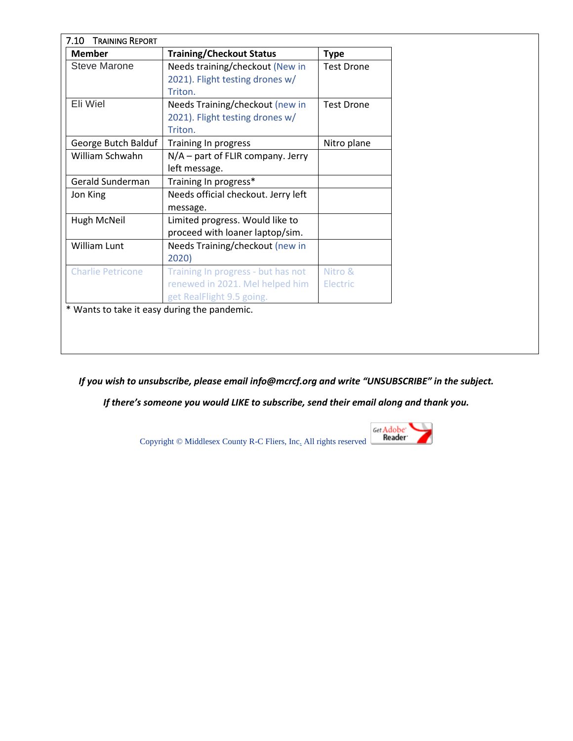### 7.10 Training Report

| Member | Training/Checkout Status | Type |
|---|---|---|
| Steve Marone | Needs training/checkout (New in 2021). Flight testing drones w/ Triton. | Test Drone |
| Eli Wiel | Needs Training/checkout (new in 2021). Flight testing drones w/ Triton. | Test Drone |
| George Butch Balduf | Training In progress | Nitro plane |
| William Schwahn | N/A – part of FLIR company. Jerry left message. | |
| Gerald Sunderman | Training In progress* | |
| Jon King | Needs official checkout. Jerry left message. | |
| Hugh McNeil | Limited progress. Would like to proceed with loaner laptop/sim. | |
| William Lunt | Needs Training/checkout (new in 2020) | |
| Charlie Petricone | Training In progress - but has not renewed in 2021. Mel helped him get RealFlight 9.5 going. | Nitro & Electric |

* Wants to take it easy during the pandemic.

***If you wish to unsubscribe, please email info@mcrcf.org and write "UNSUBSCRIBE" in the subject.***

***If there's someone you would LIKE to subscribe, send their email along and thank you.***

Copyright © Middlesex County R-C Fliers, Inc. All rights reserved